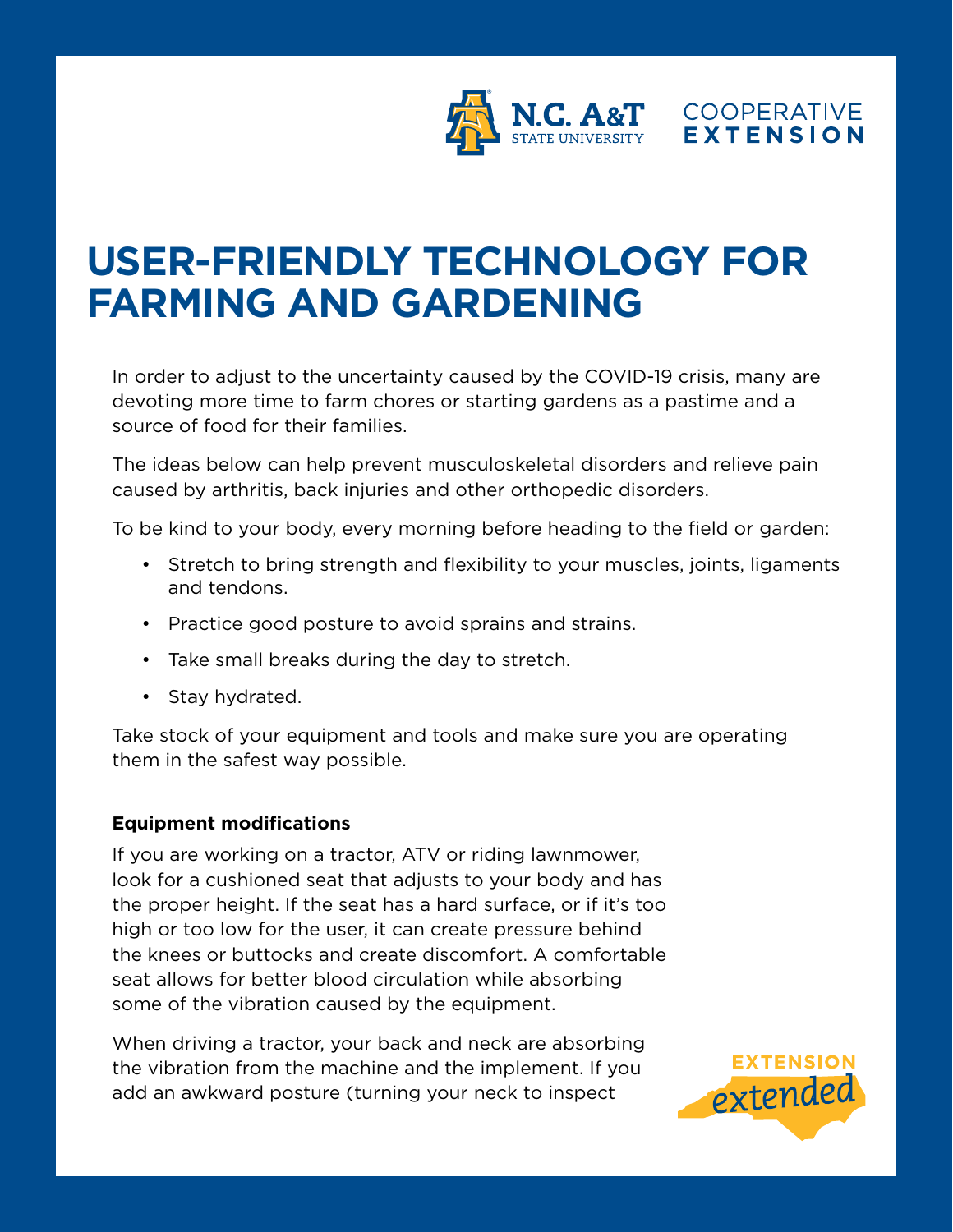# USER-FRIENDLY TECHNOLOGY FOR FARMING AND GARDENING

In order to adjust to the uncertainty caused by the COVID-19 crisis, many are devoting more time to farm chores or starting gardens as a pastime and a source of food for their families.

The ideas below can help prevent musculoskeletal disorders and relieve pain caused by arthritis, back injuries and other orthopedic disorders.

To be kind to your body, every morning before heading to the field or garden:

- Stretch to bring strength and flexibility to your muscles, joints, ligaments and tendons.
- Practice good posture to avoid sprains and strains.
- Take small breaks during the day to stretch.
- Stay hydrated.

Take stock of your equipment and tools and make sure you are operating them in the safest way possible.

**Equipment modifications**

If you are working on a tractor, ATV or riding lawnmower, look for a cushioned seat that adjusts to your body and has the proper height. If the seat has a hard surface, or if it's too high or too low for the user, it can create pressure behind the knees or buttocks and create discomfort. A comfortable seat allows for better blood circulation while absorbing some of the vibration caused by the equipment.

When driving a tractor, your back and neck are absorbing the vibration from the machine and the implement. If you add an awkward posture (turning your neck to inspect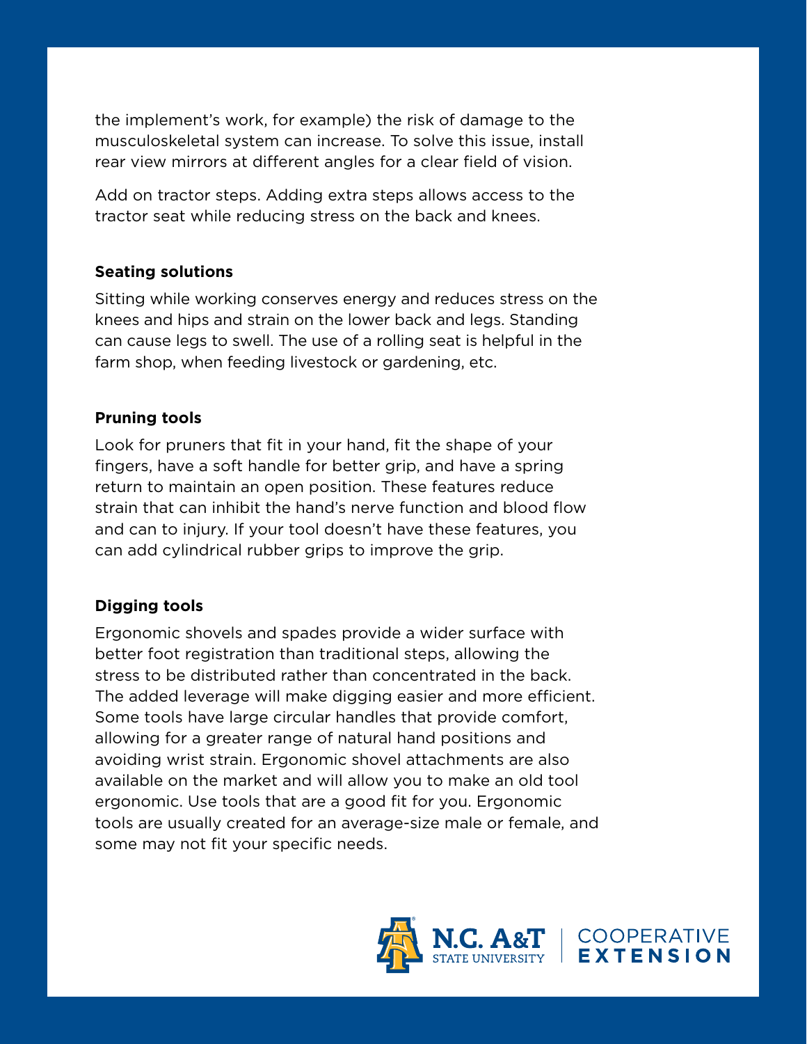the implement's work, for example) the risk of damage to the musculoskeletal system can increase. To solve this issue, install rear view mirrors at different angles for a clear field of vision.

Add on tractor steps. Adding extra steps allows access to the tractor seat while reducing stress on the back and knees.

**Seating solutions**

Sitting while working conserves energy and reduces stress on the knees and hips and strain on the lower back and legs. Standing can cause legs to swell. The use of a rolling seat is helpful in the farm shop, when feeding livestock or gardening, etc.

**Pruning tools**

Look for pruners that fit in your hand, fit the shape of your fingers, have a soft handle for better grip, and have a spring return to maintain an open position. These features reduce strain that can inhibit the hand's nerve function and blood flow and can to injury. If your tool doesn't have these features, you can add cylindrical rubber grips to improve the grip.

**Digging tools**

Ergonomic shovels and spades provide a wider surface with better foot registration than traditional steps, allowing the stress to be distributed rather than concentrated in the back. The added leverage will make digging easier and more efficient. Some tools have large circular handles that provide comfort, allowing for a greater range of natural hand positions and avoiding wrist strain. Ergonomic shovel attachments are also available on the market and will allow you to make an old tool ergonomic. Use tools that are a good fit for you. Ergonomic tools are usually created for an average-size male or female, and some may not fit your specific needs.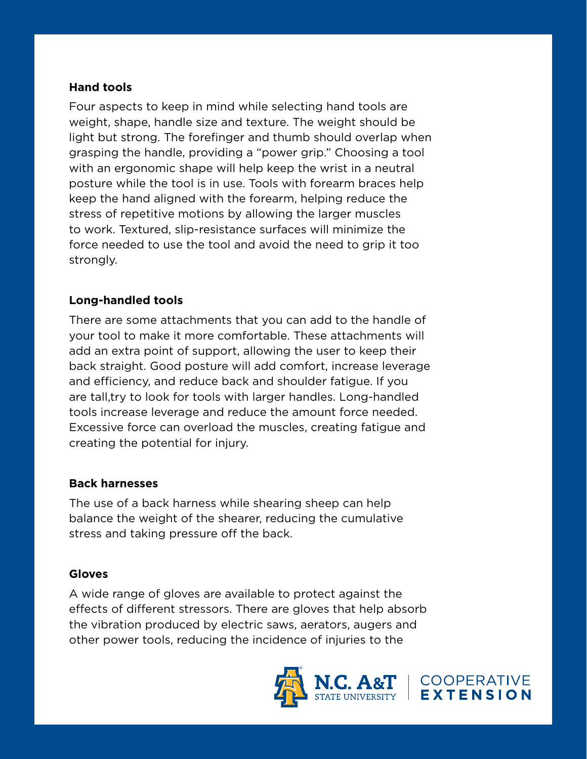### Hand tools

Four aspects to keep in mind while selecting hand tools are weight, shape, handle size and texture. The weight should be light but strong. The forefinger and thumb should overlap when grasping the handle, providing a "power grip." Choosing a tool with an ergonomic shape will help keep the wrist in a neutral posture while the tool is in use. Tools with forearm braces help keep the hand aligned with the forearm, helping reduce the stress of repetitive motions by allowing the larger muscles to work. Textured, slip-resistance surfaces will minimize the force needed to use the tool and avoid the need to grip it too strongly.

### Long-handled tools

There are some attachments that you can add to the handle of your tool to make it more comfortable. These attachments will add an extra point of support, allowing the user to keep their back straight. Good posture will add comfort, increase leverage and efficiency, and reduce back and shoulder fatigue. If you are tall,try to look for tools with larger handles. Long-handled tools increase leverage and reduce the amount force needed. Excessive force can overload the muscles, creating fatigue and creating the potential for injury.

### Back harnesses

The use of a back harness while shearing sheep can help balance the weight of the shearer, reducing the cumulative stress and taking pressure off the back.

### Gloves

A wide range of gloves are available to protect against the effects of different stressors. There are gloves that help absorb the vibration produced by electric saws, aerators, augers and other power tools, reducing the incidence of injuries to the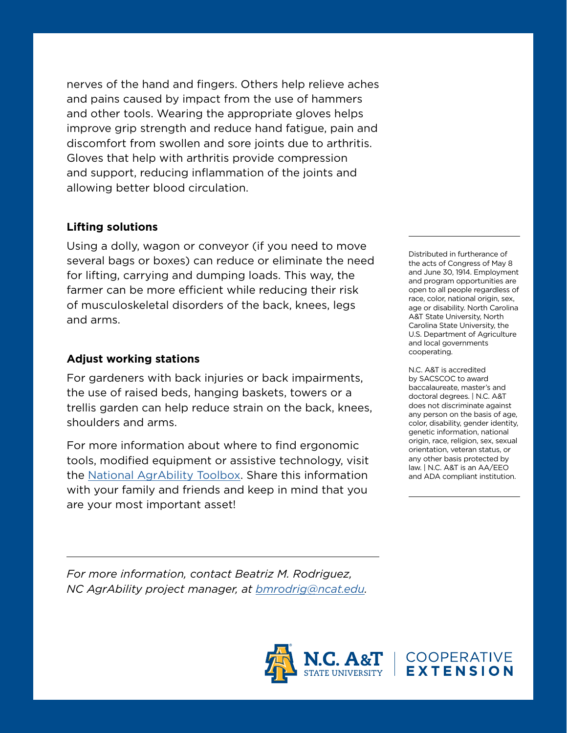nerves of the hand and fingers. Others help relieve aches and pains caused by impact from the use of hammers and other tools. Wearing the appropriate gloves helps improve grip strength and reduce hand fatigue, pain and discomfort from swollen and sore joints due to arthritis. Gloves that help with arthritis provide compression and support, reducing inflammation of the joints and allowing better blood circulation.

### Lifting solutions

Using a dolly, wagon or conveyor (if you need to move several bags or boxes) can reduce or eliminate the need for lifting, carrying and dumping loads. This way, the farmer can be more efficient while reducing their risk of musculoskeletal disorders of the back, knees, legs and arms.

### Adjust working stations

For gardeners with back injuries or back impairments, the use of raised beds, hanging baskets, towers or a trellis garden can help reduce strain on the back, knees, shoulders and arms.

For more information about where to find ergonomic tools, modified equipment or assistive technology, visit the [National AgrAbility Toolbox](). Share this information with your family and friends and keep in mind that you are your most important asset!

---

*For more information, contact Beatriz M. Rodriguez, NC AgrAbility project manager, at [bmrodrig@ncat.edu](mailto:bmrodrig@ncat.edu).*

---

Distributed in furtherance of the acts of Congress of May 8 and June 30, 1914. Employment and program opportunities are open to all people regardless of race, color, national origin, sex, age or disability. North Carolina A&T State University, North Carolina State University, the U.S. Department of Agriculture and local governments cooperating.

N.C. A&T is accredited by SACSCOC to award baccalaureate, master's and doctoral degrees. | N.C. A&T does not discriminate against any person on the basis of age, color, disability, gender identity, genetic information, national origin, race, religion, sex, sexual orientation, veteran status, or any other basis protected by law. | N.C. A&T is an AA/EEO and ADA compliant institution.

---

N.C. A&T STATE UNIVERSITY | COOPERATIVE EXTENSION